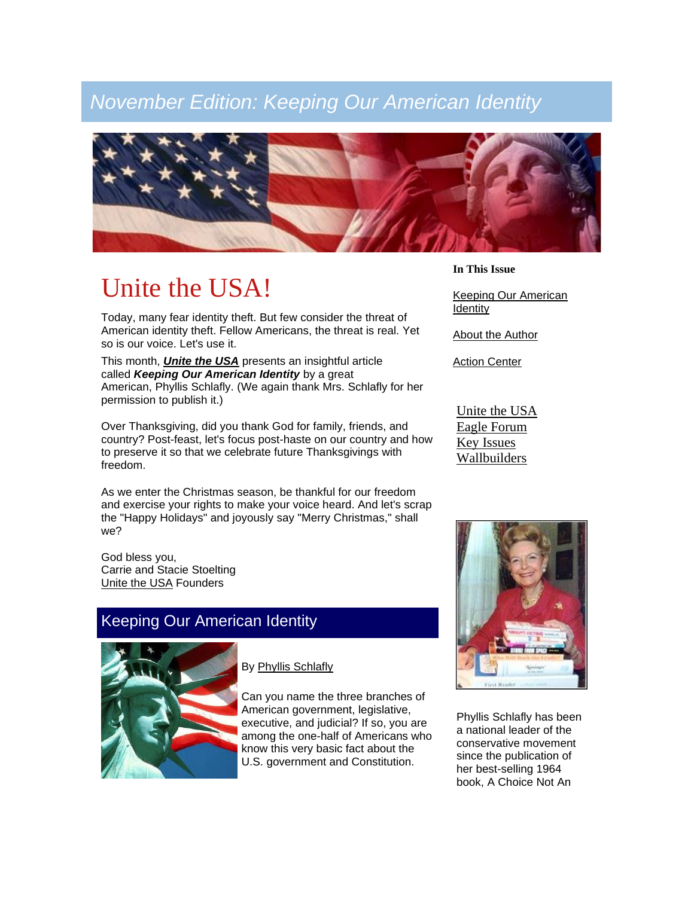# November Edition: Keeping Our American Identity

## Unite the USA!

Today, many fear identity theft. But few consider the threat of American identity theft. Fellow Americans, the threat is real. Yet so is our voice. Let's use it.

This month, ***Unite the USA*** presents an insightful article called ***Keeping Our American Identity*** by a great American, Phyllis Schlafly. (We again thank Mrs. Schlafly for her permission to publish it.)

Over Thanksgiving, did you thank God for family, friends, and country? Post-feast, let's focus post-haste on our country and how to preserve it so that we celebrate future Thanksgivings with freedom.

As we enter the Christmas season, be thankful for our freedom and exercise your rights to make your voice heard. And let's scrap the "Happy Holidays" and joyously say "Merry Christmas," shall we?

God bless you,
Carrie and Stacie Stoelting
Unite the USA Founders

## Keeping Our American Identity

By Phyllis Schlafly

Can you name the three branches of American government, legislative, executive, and judicial? If so, you are among the one-half of Americans who know this very basic fact about the U.S. government and Constitution.

**In This Issue**

Keeping Our American Identity

About the Author

Action Center

Unite the USA
Eagle Forum
Key Issues
Wallbuilders

Phyllis Schlafly has been a national leader of the conservative movement since the publication of her best-selling 1964 book, A Choice Not An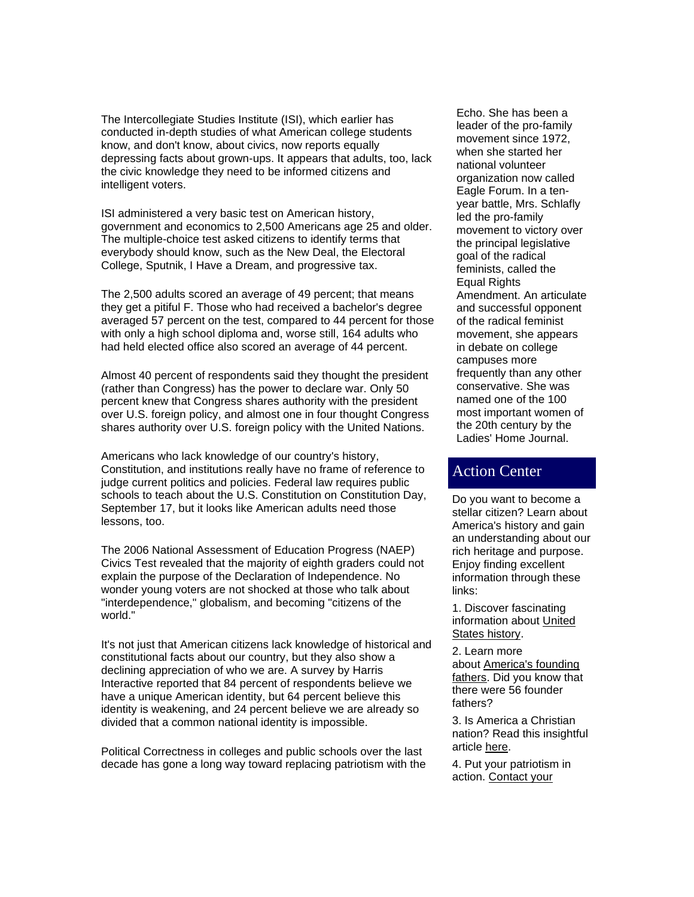The Intercollegiate Studies Institute (ISI), which earlier has conducted in-depth studies of what American college students know, and don't know, about civics, now reports equally depressing facts about grown-ups. It appears that adults, too, lack the civic knowledge they need to be informed citizens and intelligent voters.

ISI administered a very basic test on American history, government and economics to 2,500 Americans age 25 and older. The multiple-choice test asked citizens to identify terms that everybody should know, such as the New Deal, the Electoral College, Sputnik, I Have a Dream, and progressive tax.

The 2,500 adults scored an average of 49 percent; that means they get a pitiful F. Those who had received a bachelor's degree averaged 57 percent on the test, compared to 44 percent for those with only a high school diploma and, worse still, 164 adults who had held elected office also scored an average of 44 percent.

Almost 40 percent of respondents said they thought the president (rather than Congress) has the power to declare war. Only 50 percent knew that Congress shares authority with the president over U.S. foreign policy, and almost one in four thought Congress shares authority over U.S. foreign policy with the United Nations.

Americans who lack knowledge of our country's history, Constitution, and institutions really have no frame of reference to judge current politics and policies. Federal law requires public schools to teach about the U.S. Constitution on Constitution Day, September 17, but it looks like American adults need those lessons, too.

The 2006 National Assessment of Education Progress (NAEP) Civics Test revealed that the majority of eighth graders could not explain the purpose of the Declaration of Independence. No wonder young voters are not shocked at those who talk about "interdependence," globalism, and becoming "citizens of the world."

It's not just that American citizens lack knowledge of historical and constitutional facts about our country, but they also show a declining appreciation of who we are. A survey by Harris Interactive reported that 84 percent of respondents believe we have a unique American identity, but 64 percent believe this identity is weakening, and 24 percent believe we are already so divided that a common national identity is impossible.

Political Correctness in colleges and public schools over the last decade has gone a long way toward replacing patriotism with the

Echo. She has been a leader of the pro-family movement since 1972, when she started her national volunteer organization now called Eagle Forum. In a ten-year battle, Mrs. Schlafly led the pro-family movement to victory over the principal legislative goal of the radical feminists, called the Equal Rights Amendment. An articulate and successful opponent of the radical feminist movement, she appears in debate on college campuses more frequently than any other conservative. She was named one of the 100 most important women of the 20th century by the Ladies' Home Journal.

## Action Center

Do you want to become a stellar citizen? Learn about America's history and gain an understanding about our rich heritage and purpose. Enjoy finding excellent information through these links:

1. Discover fascinating information about United States history.
2. Learn more about America's founding fathers. Did you know that there were 56 founder fathers?
3. Is America a Christian nation? Read this insightful article here.
4. Put your patriotism in action. Contact your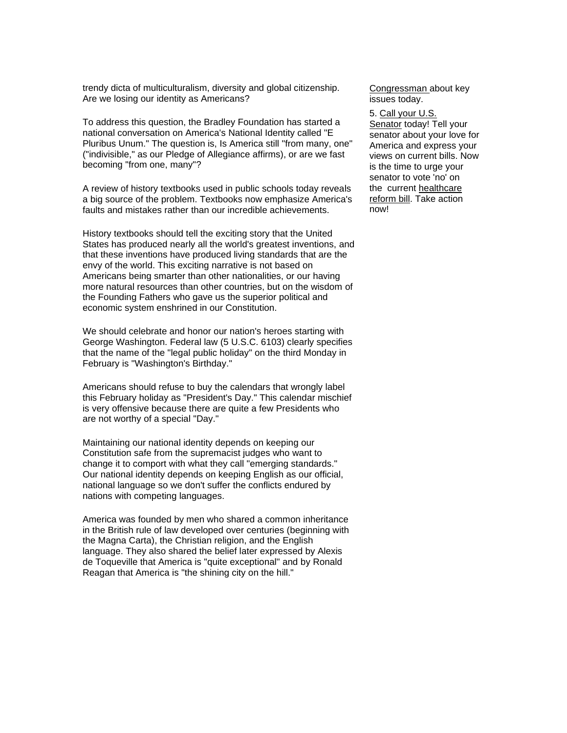trendy dicta of multiculturalism, diversity and global citizenship. Are we losing our identity as Americans?

To address this question, the Bradley Foundation has started a national conversation on America's National Identity called "E Pluribus Unum." The question is, Is America still "from many, one" ("indivisible," as our Pledge of Allegiance affirms), or are we fast becoming "from one, many"?

A review of history textbooks used in public schools today reveals a big source of the problem. Textbooks now emphasize America's faults and mistakes rather than our incredible achievements.

History textbooks should tell the exciting story that the United States has produced nearly all the world's greatest inventions, and that these inventions have produced living standards that are the envy of the world. This exciting narrative is not based on Americans being smarter than other nationalities, or our having more natural resources than other countries, but on the wisdom of the Founding Fathers who gave us the superior political and economic system enshrined in our Constitution.

We should celebrate and honor our nation's heroes starting with George Washington. Federal law (5 U.S.C. 6103) clearly specifies that the name of the "legal public holiday" on the third Monday in February is "Washington's Birthday."

Americans should refuse to buy the calendars that wrongly label this February holiday as "President's Day." This calendar mischief is very offensive because there are quite a few Presidents who are not worthy of a special "Day."

Maintaining our national identity depends on keeping our Constitution safe from the supremacist judges who want to change it to comport with what they call "emerging standards." Our national identity depends on keeping English as our official, national language so we don't suffer the conflicts endured by nations with competing languages.

America was founded by men who shared a common inheritance in the British rule of law developed over centuries (beginning with the Magna Carta), the Christian religion, and the English language. They also shared the belief later expressed by Alexis de Toqueville that America is "quite exceptional" and by Ronald Reagan that America is "the shining city on the hill."

Congressman about key issues today.

5. Call your U.S. Senator today! Tell your senator about your love for America and express your views on current bills. Now is the time to urge your senator to vote 'no' on the current healthcare reform bill. Take action now!